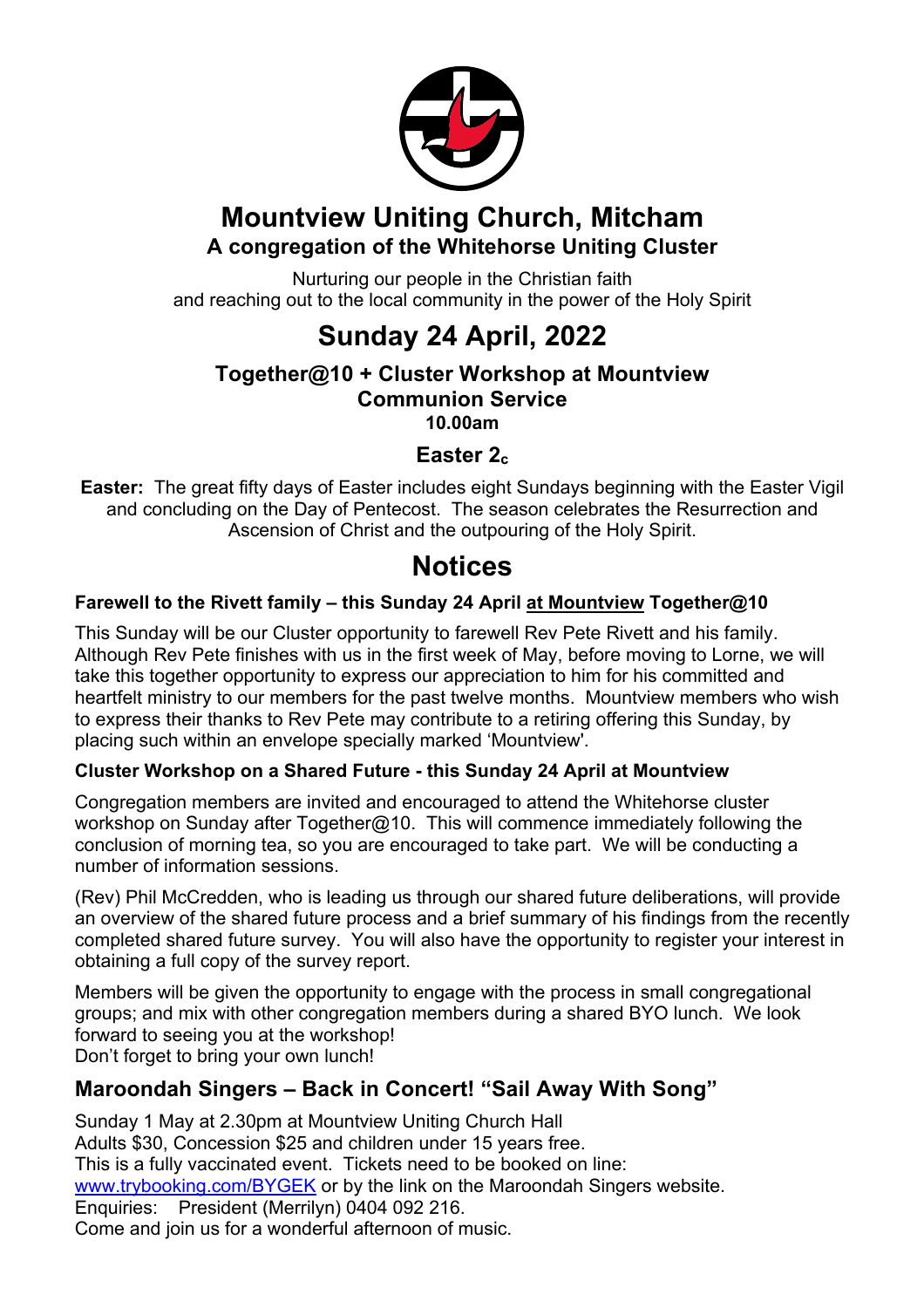# Mountview Uniting Church, Mitcham

### A congregation of the Whitehorse Uniting Cluster

Nurturing our people in the Christian faith
and reaching out to the local community in the power of the Holy Spirit

# Sunday 24 April, 2022

### Together@10 + Cluster Workshop at Mountview
### Communion Service
**10.00am**

### Easter $2_c$

**Easter:** The great fifty days of Easter includes eight Sundays beginning with the Easter Vigil and concluding on the Day of Pentecost. The season celebrates the Resurrection and Ascension of Christ and the outpouring of the Holy Spirit.

# Notices

**Farewell to the Rivett family – this Sunday 24 April at Mountview Together@10**

This Sunday will be our Cluster opportunity to farewell Rev Pete Rivett and his family. Although Rev Pete finishes with us in the first week of May, before moving to Lorne, we will take this together opportunity to express our appreciation to him for his committed and heartfelt ministry to our members for the past twelve months. Mountview members who wish to express their thanks to Rev Pete may contribute to a retiring offering this Sunday, by placing such within an envelope specially marked 'Mountview'.

**Cluster Workshop on a Shared Future - this Sunday 24 April at Mountview**

Congregation members are invited and encouraged to attend the Whitehorse cluster workshop on Sunday after Together@10. This will commence immediately following the conclusion of morning tea, so you are encouraged to take part. We will be conducting a number of information sessions.

(Rev) Phil McCredden, who is leading us through our shared future deliberations, will provide an overview of the shared future process and a brief summary of his findings from the recently completed shared future survey. You will also have the opportunity to register your interest in obtaining a full copy of the survey report.

Members will be given the opportunity to engage with the process in small congregational groups; and mix with other congregation members during a shared BYO lunch. We look forward to seeing you at the workshop!
Don't forget to bring your own lunch!

## Maroondah Singers – Back in Concert! "Sail Away With Song"

Sunday 1 May at 2.30pm at Mountview Uniting Church Hall
Adults $30, Concession $25 and children under 15 years free.
This is a fully vaccinated event. Tickets need to be booked on line:
www.trybooking.com/BYGEK or by the link on the Maroondah Singers website.
Enquiries: President (Merrilyn) 0404 092 216.
Come and join us for a wonderful afternoon of music.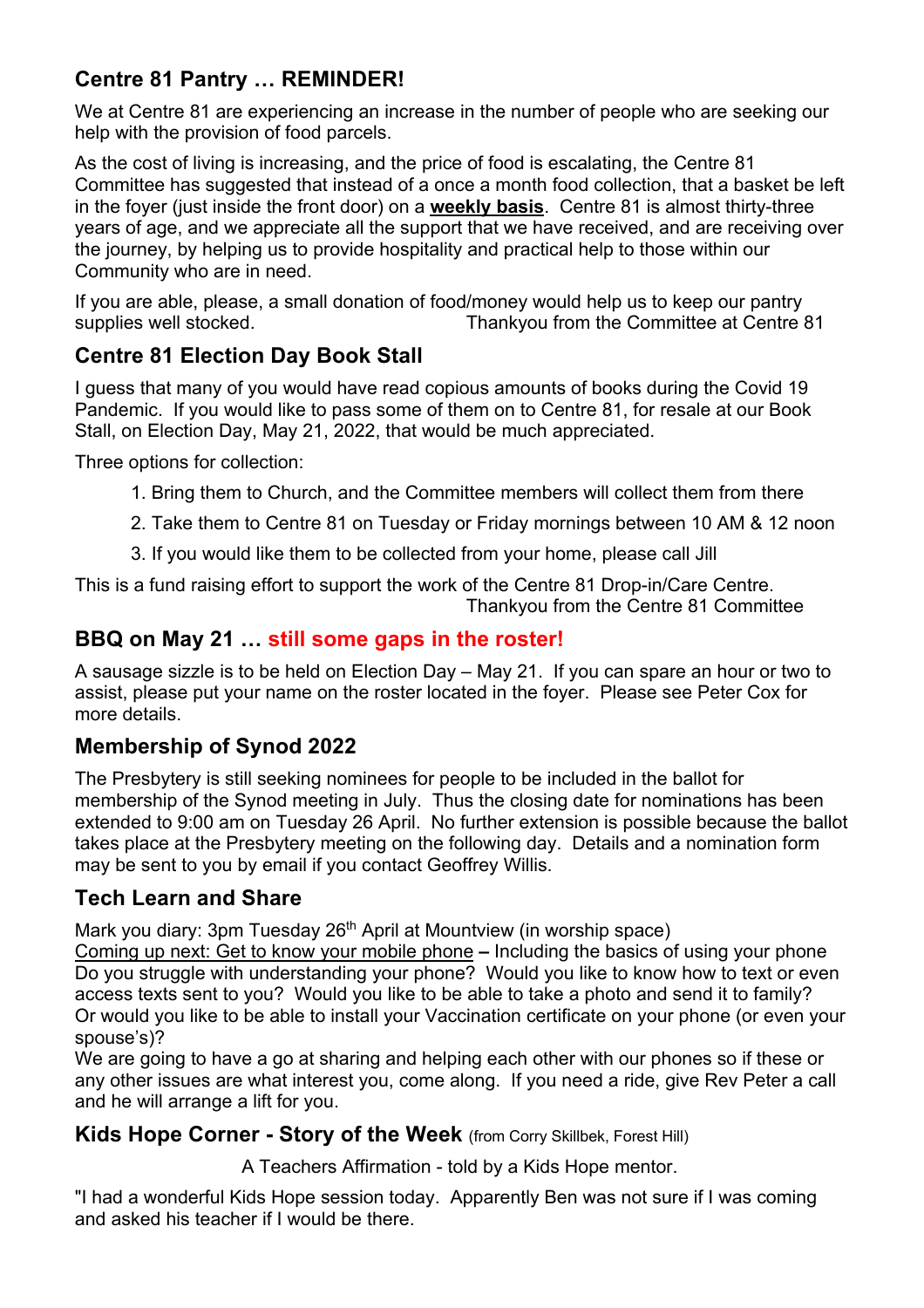## Centre 81 Pantry … REMINDER!

We at Centre 81 are experiencing an increase in the number of people who are seeking our help with the provision of food parcels.

As the cost of living is increasing, and the price of food is escalating, the Centre 81 Committee has suggested that instead of a once a month food collection, that a basket be left in the foyer (just inside the front door) on a **weekly basis**. Centre 81 is almost thirty-three years of age, and we appreciate all the support that we have received, and are receiving over the journey, by helping us to provide hospitality and practical help to those within our Community who are in need.

If you are able, please, a small donation of food/money would help us to keep our pantry supplies well stocked. Thankyou from the Committee at Centre 81

## Centre 81 Election Day Book Stall

I guess that many of you would have read copious amounts of books during the Covid 19 Pandemic. If you would like to pass some of them on to Centre 81, for resale at our Book Stall, on Election Day, May 21, 2022, that would be much appreciated.

Three options for collection:

1. Bring them to Church, and the Committee members will collect them from there
2. Take them to Centre 81 on Tuesday or Friday mornings between 10 AM & 12 noon
3. If you would like them to be collected from your home, please call Jill

This is a fund raising effort to support the work of the Centre 81 Drop-in/Care Centre.
Thankyou from the Centre 81 Committee

## BBQ on May 21 … still some gaps in the roster!

A sausage sizzle is to be held on Election Day – May 21. If you can spare an hour or two to assist, please put your name on the roster located in the foyer. Please see Peter Cox for more details.

## Membership of Synod 2022

The Presbytery is still seeking nominees for people to be included in the ballot for membership of the Synod meeting in July. Thus the closing date for nominations has been extended to 9:00 am on Tuesday 26 April. No further extension is possible because the ballot takes place at the Presbytery meeting on the following day. Details and a nomination form may be sent to you by email if you contact Geoffrey Willis.

## Tech Learn and Share

Mark you diary: 3pm Tuesday 26th April at Mountview (in worship space)
Coming up next: Get to know your mobile phone – Including the basics of using your phone
Do you struggle with understanding your phone? Would you like to know how to text or even access texts sent to you? Would you like to be able to take a photo and send it to family? Or would you like to be able to install your Vaccination certificate on your phone (or even your spouse's)?
We are going to have a go at sharing and helping each other with our phones so if these or any other issues are what interest you, come along. If you need a ride, give Rev Peter a call and he will arrange a lift for you.

## Kids Hope Corner - Story of the Week (from Corry Skillbek, Forest Hill)

A Teachers Affirmation - told by a Kids Hope mentor.

"I had a wonderful Kids Hope session today. Apparently Ben was not sure if I was coming and asked his teacher if I would be there.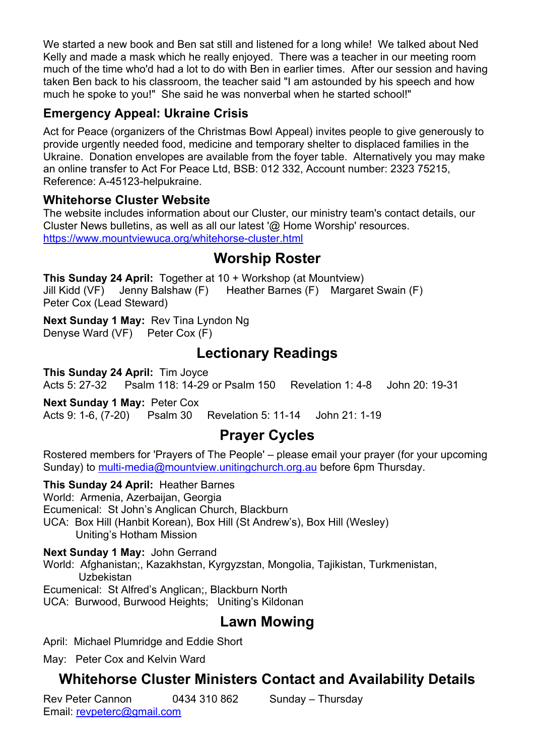We started a new book and Ben sat still and listened for a long while! We talked about Ned Kelly and made a mask which he really enjoyed. There was a teacher in our meeting room much of the time who'd had a lot to do with Ben in earlier times. After our session and having taken Ben back to his classroom, the teacher said "I am astounded by his speech and how much he spoke to you!" She said he was nonverbal when he started school!"

### Emergency Appeal: Ukraine Crisis

Act for Peace (organizers of the Christmas Bowl Appeal) invites people to give generously to provide urgently needed food, medicine and temporary shelter to displaced families in the Ukraine. Donation envelopes are available from the foyer table. Alternatively you may make an online transfer to Act For Peace Ltd, BSB: 012 332, Account number: 2323 75215, Reference: A-45123-helpukraine.

### Whitehorse Cluster Website

The website includes information about our Cluster, our ministry team's contact details, our Cluster News bulletins, as well as all our latest '@ Home Worship' resources.
https://www.mountviewuca.org/whitehorse-cluster.html

## Worship Roster

**This Sunday 24 April:** Together at 10 + Workshop (at Mountview)
Jill Kidd (VF) Jenny Balshaw (F) Heather Barnes (F) Margaret Swain (F)
Peter Cox (Lead Steward)

**Next Sunday 1 May:** Rev Tina Lyndon Ng
Denyse Ward (VF) Peter Cox (F)

## Lectionary Readings

**This Sunday 24 April:** Tim Joyce
Acts 5: 27-32 Psalm 118: 14-29 or Psalm 150 Revelation 1: 4-8 John 20: 19-31

**Next Sunday 1 May:** Peter Cox
Acts 9: 1-6, (7-20) Psalm 30 Revelation 5: 11-14 John 21: 1-19

## Prayer Cycles

Rostered members for 'Prayers of The People' – please email your prayer (for your upcoming Sunday) to multi-media@mountview.unitingchurch.org.au before 6pm Thursday.

**This Sunday 24 April:** Heather Barnes
World: Armenia, Azerbaijan, Georgia
Ecumenical: St John's Anglican Church, Blackburn
UCA: Box Hill (Hanbit Korean), Box Hill (St Andrew's), Box Hill (Wesley)
Uniting's Hotham Mission

**Next Sunday 1 May:** John Gerrand
World: Afghanistan;, Kazakhstan, Kyrgyzstan, Mongolia, Tajikistan, Turkmenistan, Uzbekistan
Ecumenical: St Alfred's Anglican;, Blackburn North
UCA: Burwood, Burwood Heights; Uniting's Kildonan

## Lawn Mowing

April: Michael Plumridge and Eddie Short

May: Peter Cox and Kelvin Ward

## Whitehorse Cluster Ministers Contact and Availability Details

Rev Peter Cannon 0434 310 862 Sunday – Thursday
Email: revpeterc@gmail.com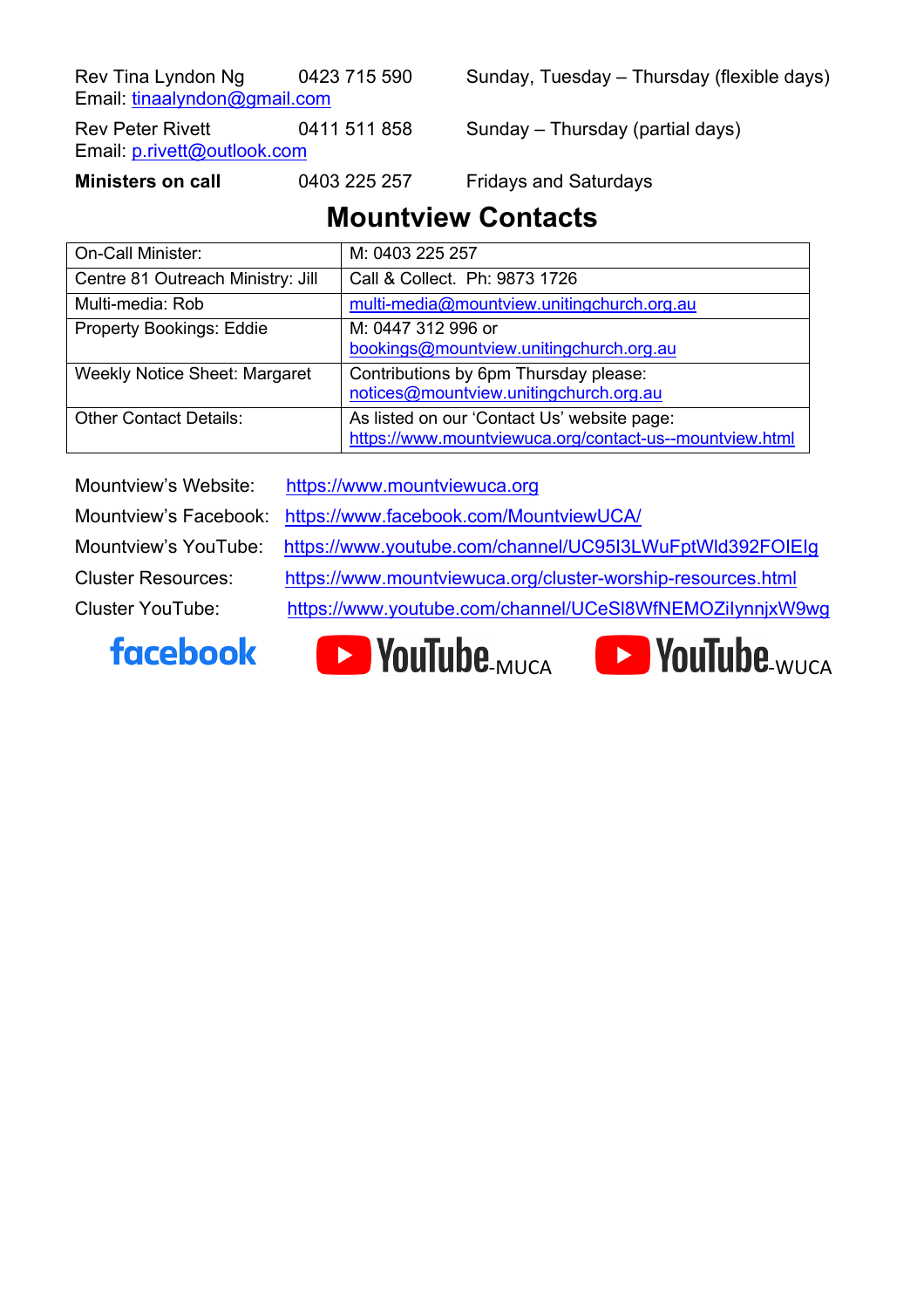Rev Tina Lyndon Ng 0423 715 590 Sunday, Tuesday – Thursday (flexible days)
Email: tinaalyndon@gmail.com

Rev Peter Rivett 0411 511 858 Sunday – Thursday (partial days)
Email: p.rivett@outlook.com

**Ministers on call** 0403 225 257 Fridays and Saturdays

## Mountview Contacts

| | |
|---|---|
| On-Call Minister: | M: 0403 225 257 |
| Centre 81 Outreach Ministry: Jill | Call & Collect. Ph: 9873 1726 |
| Multi-media: Rob | multi-media@mountview.unitingchurch.org.au |
| Property Bookings: Eddie | M: 0447 312 996 or bookings@mountview.unitingchurch.org.au |
| Weekly Notice Sheet: Margaret | Contributions by 6pm Thursday please: notices@mountview.unitingchurch.org.au |
| Other Contact Details: | As listed on our 'Contact Us' website page: https://www.mountviewuca.org/contact-us--mountview.html |

Mountview's Website: https://www.mountviewuca.org

Mountview's Facebook: https://www.facebook.com/MountviewUCA/

Mountview's YouTube: https://www.youtube.com/channel/UC95I3LWuFptWld392FOIEIg

Cluster Resources: https://www.mountviewuca.org/cluster-worship-resources.html

Cluster YouTube: https://www.youtube.com/channel/UCeSl8WfNEMOZilynnjxW9wg

facebook YouTube-MUCA YouTube-WUCA